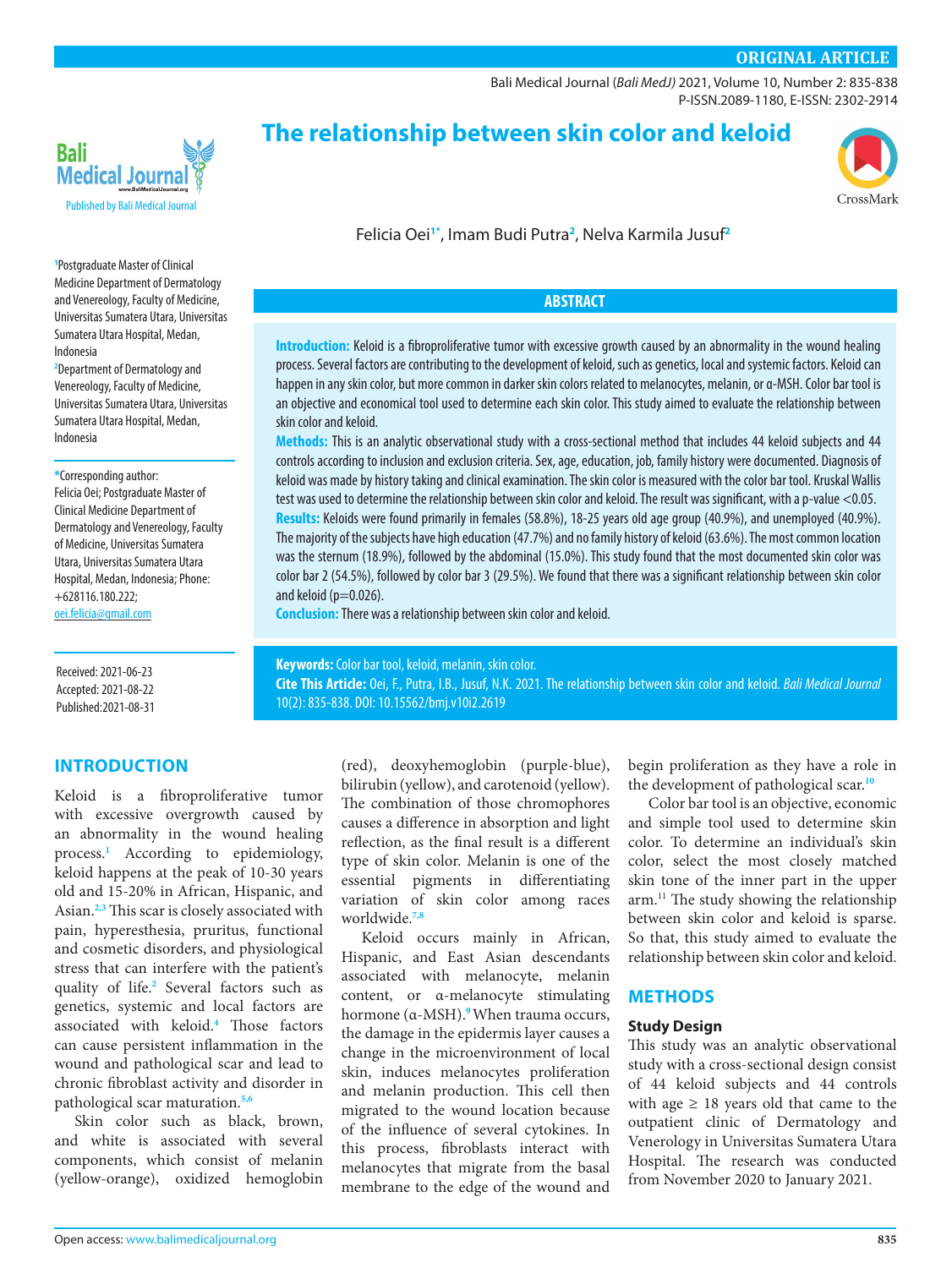ORIGINAL ARTICLE

# The relationship between skin color and keloid

Felicia Oei[1*], Imam Budi Putra[2], Nelva Karmila Jusuf[2]

[1]Postgraduate Master of Clinical Medicine Department of Dermatology and Venereology, Faculty of Medicine, Universitas Sumatera Utara, Universitas Sumatera Utara Hospital, Medan, Indonesia

[2]Department of Dermatology and Venereology, Faculty of Medicine, Universitas Sumatera Utara, Universitas Sumatera Utara Hospital, Medan, Indonesia

*Corresponding author: Felicia Oei; Postgraduate Master of Clinical Medicine Department of Dermatology and Venereology, Faculty of Medicine, Universitas Sumatera Utara, Universitas Sumatera Utara Hospital, Medan, Indonesia; Phone: +628116.180.222; oei.felicia@gmail.com

Received: 2021-06-23
Accepted: 2021-08-22
Published: 2021-08-31

## ABSTRACT

**Introduction:** Keloid is a fibroproliferative tumor with excessive growth caused by an abnormality in the wound healing process. Several factors are contributing to the development of keloid, such as genetics, local and systemic factors. Keloid can happen in any skin color, but more common in darker skin colors related to melanocytes, melanin, or α-MSH. Color bar tool is an objective and economical tool used to determine each skin color. This study aimed to evaluate the relationship between skin color and keloid.

**Methods:** This is an analytic observational study with a cross-sectional method that includes 44 keloid subjects and 44 controls according to inclusion and exclusion criteria. Sex, age, education, job, family history were documented. Diagnosis of keloid was made by history taking and clinical examination. The skin color is measured with the color bar tool. Kruskal Wallis test was used to determine the relationship between skin color and keloid. The result was significant, with a p-value <0.05.

**Results:** Keloids were found primarily in females (58.8%), 18-25 years old age group (40.9%), and unemployed (40.9%). The majority of the subjects have high education (47.7%) and no family history of keloid (63.6%). The most common location was the sternum (18.9%), followed by the abdominal (15.0%). This study found that the most documented skin color was color bar 2 (54.5%), followed by color bar 3 (29.5%). We found that there was a significant relationship between skin color and keloid (p=0.026).

**Conclusion:** There was a relationship between skin color and keloid.

**Keywords:** Color bar tool, keloid, melanin, skin color.

**Cite This Article:** Oei, F., Putra, I.B., Jusuf, N.K. 2021. The relationship between skin color and keloid. *Bali Medical Journal* 10(2): 835-838. DOI: 10.15562/bmj.v10i2.2619

## INTRODUCTION

Keloid is a fibroproliferative tumor with excessive overgrowth caused by an abnormality in the wound healing process.[1] According to epidemiology, keloid happens at the peak of 10-30 years old and 15-20% in African, Hispanic, and Asian.[2,3] This scar is closely associated with pain, hyperesthesia, pruritus, functional and cosmetic disorders, and physiological stress that can interfere with the patient's quality of life.[2] Several factors such as genetics, systemic and local factors are associated with keloid.[4] Those factors can cause persistent inflammation in the wound and pathological scar and lead to chronic fibroblast activity and disorder in pathological scar maturation.[5,6]

Skin color such as black, brown, and white is associated with several components, which consist of melanin (yellow-orange), oxidized hemoglobin (red), deoxyhemoglobin (purple-blue), bilirubin (yellow), and carotenoid (yellow). The combination of those chromophores causes a difference in absorption and light reflection, as the final result is a different type of skin color. Melanin is one of the essential pigments in differentiating variation of skin color among races worldwide.[7,8]

Keloid occurs mainly in African, Hispanic, and East Asian descendants associated with melanocyte, melanin content, or α-melanocyte stimulating hormone (α-MSH).[9] When trauma occurs, the damage in the epidermis layer causes a change in the microenvironment of local skin, induces melanocytes proliferation and melanin production. This cell then migrated to the wound location because of the influence of several cytokines. In this process, fibroblasts interact with melanocytes that migrate from the basal membrane to the edge of the wound and begin proliferation as they have a role in the development of pathological scar.[10]

Color bar tool is an objective, economic and simple tool used to determine skin color. To determine an individual's skin color, select the most closely matched skin tone of the inner part in the upper arm.[11] The study showing the relationship between skin color and keloid is sparse. So that, this study aimed to evaluate the relationship between skin color and keloid.

## METHODS

### Study Design

This study was an analytic observational study with a cross-sectional design consist of 44 keloid subjects and 44 controls with age ≥ 18 years old that came to the outpatient clinic of Dermatology and Venerology in Universitas Sumatera Utara Hospital. The research was conducted from November 2020 to January 2021.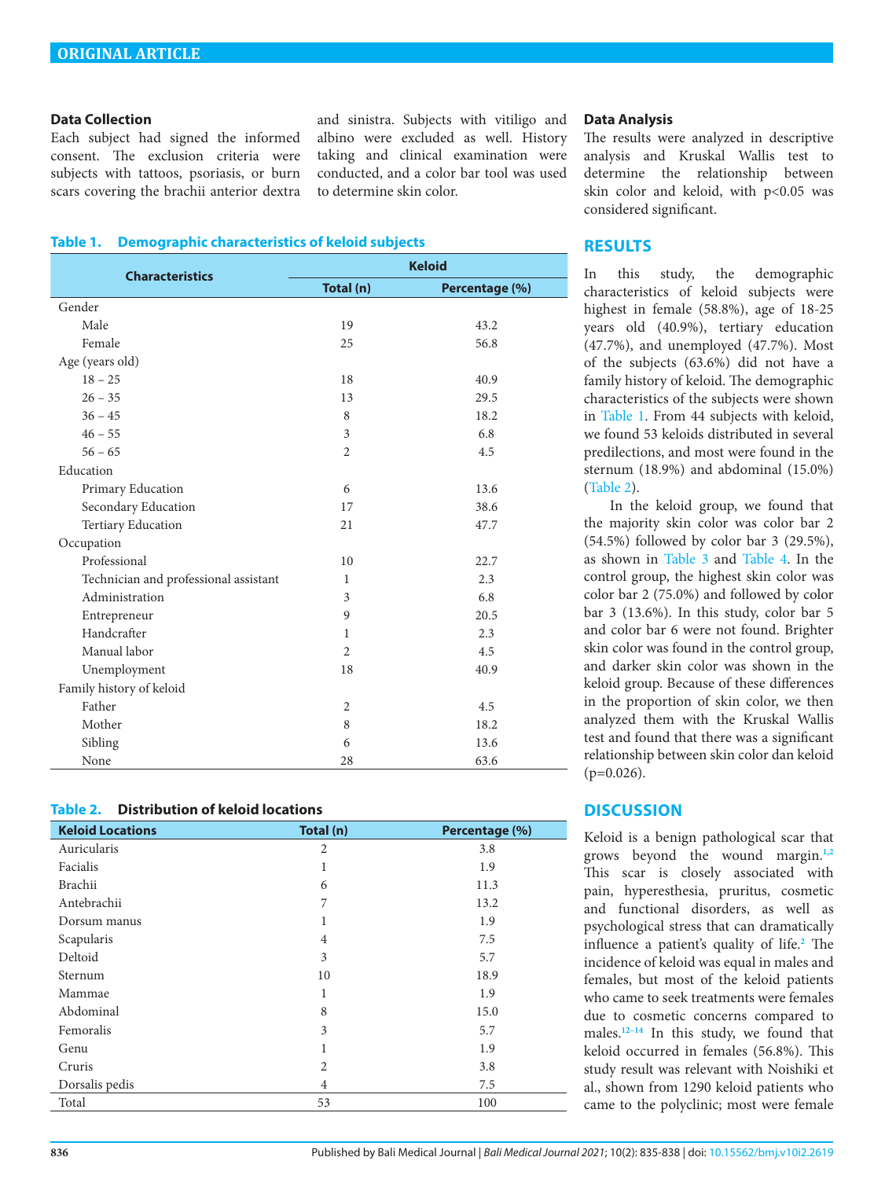### Data Collection

Each subject had signed the informed consent. The exclusion criteria were subjects with tattoos, psoriasis, or burn scars covering the brachii anterior dextra and sinistra. Subjects with vitiligo and albino were excluded as well. History taking and clinical examination were conducted, and a color bar tool was used to determine skin color.

**Table 1. Demographic characteristics of keloid subjects**

| Characteristics | Keloid | |
|---|---|---|
| | Total (n) | Percentage (%) |
| Gender | | |
| Male | 19 | 43.2 |
| Female | 25 | 56.8 |
| Age (years old) | | |
| 18 – 25 | 18 | 40.9 |
| 26 – 35 | 13 | 29.5 |
| 36 – 45 | 8 | 18.2 |
| 46 – 55 | 3 | 6.8 |
| 56 – 65 | 2 | 4.5 |
| Education | | |
| Primary Education | 6 | 13.6 |
| Secondary Education | 17 | 38.6 |
| Tertiary Education | 21 | 47.7 |
| Occupation | | |
| Professional | 10 | 22.7 |
| Technician and professional assistant | 1 | 2.3 |
| Administration | 3 | 6.8 |
| Entrepreneur | 9 | 20.5 |
| Handcrafter | 1 | 2.3 |
| Manual labor | 2 | 4.5 |
| Unemployment | 18 | 40.9 |
| Family history of keloid | | |
| Father | 2 | 4.5 |
| Mother | 8 | 18.2 |
| Sibling | 6 | 13.6 |
| None | 28 | 63.6 |

**Table 2. Distribution of keloid locations**

| Keloid Locations | Total (n) | Percentage (%) |
|---|---|---|
| Auricularis | 2 | 3.8 |
| Facialis | 1 | 1.9 |
| Brachii | 6 | 11.3 |
| Antebrachii | 7 | 13.2 |
| Dorsum manus | 1 | 1.9 |
| Scapularis | 4 | 7.5 |
| Deltoid | 3 | 5.7 |
| Sternum | 10 | 18.9 |
| Mammae | 1 | 1.9 |
| Abdominal | 8 | 15.0 |
| Femoralis | 3 | 5.7 |
| Genu | 1 | 1.9 |
| Cruris | 2 | 3.8 |
| Dorsalis pedis | 4 | 7.5 |
| Total | 53 | 100 |

### Data Analysis

The results were analyzed in descriptive analysis and Kruskal Wallis test to determine the relationship between skin color and keloid, with $p<0.05$ was considered significant.

## RESULTS

In this study, the demographic characteristics of keloid subjects were highest in female (58.8%), age of 18-25 years old (40.9%), tertiary education (47.7%), and unemployed (47.7%). Most of the subjects (63.6%) did not have a family history of keloid. The demographic characteristics of the subjects were shown in Table 1. From 44 subjects with keloid, we found 53 keloids distributed in several predilections, and most were found in the sternum (18.9%) and abdominal (15.0%) (Table 2).

In the keloid group, we found that the majority skin color was color bar 2 (54.5%) followed by color bar 3 (29.5%), as shown in Table 3 and Table 4. In the control group, the highest skin color was color bar 2 (75.0%) and followed by color bar 3 (13.6%). In this study, color bar 5 and color bar 6 were not found. Brighter skin color was found in the control group, and darker skin color was shown in the keloid group. Because of these differences in the proportion of skin color, we then analyzed them with the Kruskal Wallis test and found that there was a significant relationship between skin color dan keloid ($p=0.026$).

## DISCUSSION

Keloid is a benign pathological scar that grows beyond the wound margin.[1,2] This scar is closely associated with pain, hyperesthesia, pruritus, cosmetic and functional disorders, as well as psychological stress that can dramatically influence a patient's quality of life.[2] The incidence of keloid was equal in males and females, but most of the keloid patients who came to seek treatments were females due to cosmetic concerns compared to males.[12–14] In this study, we found that keloid occurred in females (56.8%). This study result was relevant with Noishiki et al., shown from 1290 keloid patients who came to the polyclinic; most were female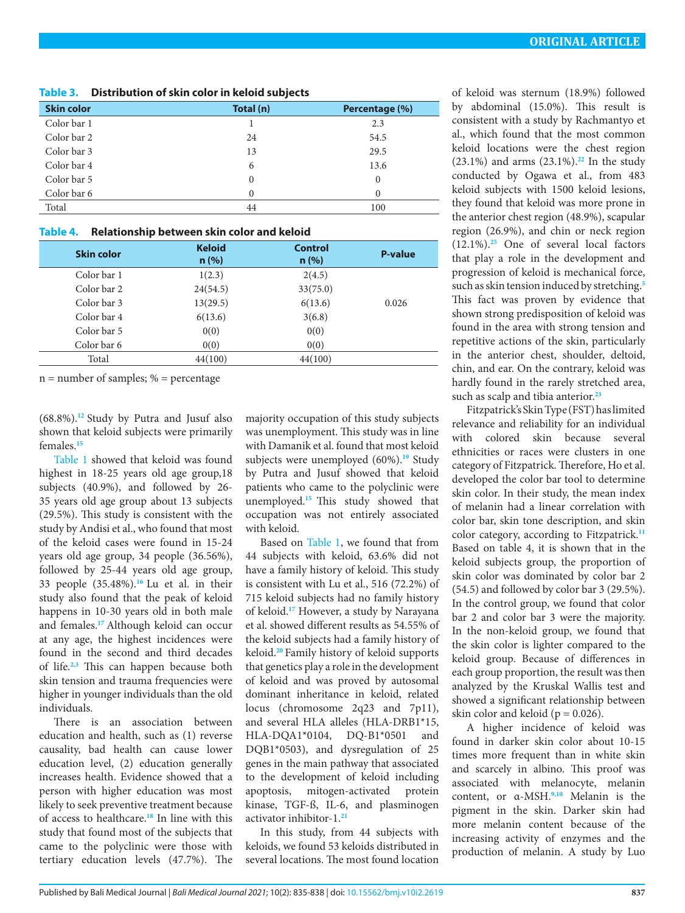**Table 3. Distribution of skin color in keloid subjects**

| Skin color | Total (n) | Percentage (%) |
|---|---|---|
| Color bar 1 | 1 | 2.3 |
| Color bar 2 | 24 | 54.5 |
| Color bar 3 | 13 | 29.5 |
| Color bar 4 | 6 | 13.6 |
| Color bar 5 | 0 | 0 |
| Color bar 6 | 0 | 0 |
| Total | 44 | 100 |

**Table 4. Relationship between skin color and keloid**

| Skin color | Keloid n (%) | Control n (%) | P-value |
|---|---|---|---|
| Color bar 1 | 1(2.3) | 2(4.5) | |
| Color bar 2 | 24(54.5) | 33(75.0) | |
| Color bar 3 | 13(29.5) | 6(13.6) | 0.026 |
| Color bar 4 | 6(13.6) | 3(6.8) | |
| Color bar 5 | 0(0) | 0(0) | |
| Color bar 6 | 0(0) | 0(0) | |
| Total | 44(100) | 44(100) | |

n = number of samples; % = percentage

(68.8%).[12] Study by Putra and Jusuf also shown that keloid subjects were primarily females.[15]

Table 1 showed that keloid was found highest in 18-25 years old age group,18 subjects (40.9%), and followed by 26-35 years old age group about 13 subjects (29.5%). This study is consistent with the study by Andisi et al., who found that most of the keloid cases were found in 15-24 years old age group, 34 people (36.56%), followed by 25-44 years old age group, 33 people (35.48%).[16] Lu et al. in their study also found that the peak of keloid happens in 10-30 years old in both male and females.[17] Although keloid can occur at any age, the highest incidences were found in the second and third decades of life.[2,3] This can happen because both skin tension and trauma frequencies were higher in younger individuals than the old individuals.

There is an association between education and health, such as (1) reverse causality, bad health can cause lower education level, (2) education generally increases health. Evidence showed that a person with higher education was most likely to seek preventive treatment because of access to healthcare.[18] In line with this study that found most of the subjects that came to the polyclinic were those with tertiary education levels (47.7%). The majority occupation of this study subjects was unemployment. This study was in line with Damanik et al. found that most keloid subjects were unemployed (60%).[19] Study by Putra and Jusuf showed that keloid patients who came to the polyclinic were unemployed.[15] This study showed that occupation was not entirely associated with keloid.

Based on Table 1, we found that from 44 subjects with keloid, 63.6% did not have a family history of keloid. This study is consistent with Lu et al., 516 (72.2%) of 715 keloid subjects had no family history of keloid.[17] However, a study by Narayana et al. showed different results as 54.55% of the keloid subjects had a family history of keloid.[20] Family history of keloid supports that genetics play a role in the development of keloid and was proved by autosomal dominant inheritance in keloid, related locus (chromosome 2q23 and 7p11), and several HLA alleles (HLA-DRB1*15, HLA-DQA1*0104, DQ-B1*0501 and DQB1*0503), and dysregulation of 25 genes in the main pathway that associated to the development of keloid including apoptosis, mitogen-activated protein kinase, TGF-ß, IL-6, and plasminogen activator inhibitor-1.[21]

In this study, from 44 subjects with keloids, we found 53 keloids distributed in several locations. The most found location of keloid was sternum (18.9%) followed by abdominal (15.0%). This result is consistent with a study by Rachmantyo et al., which found that the most common keloid locations were the chest region (23.1%) and arms (23.1%).[22] In the study conducted by Ogawa et al., from 483 keloid subjects with 1500 keloid lesions, they found that keloid was more prone in the anterior chest region (48.9%), scapular region (26.9%), and chin or neck region (12.1%).[25] One of several local factors that play a role in the development and progression of keloid is mechanical force, such as skin tension induced by stretching.[5] This fact was proven by evidence that shown strong predisposition of keloid was found in the area with strong tension and repetitive actions of the skin, particularly in the anterior chest, shoulder, deltoid, chin, and ear. On the contrary, keloid was hardly found in the rarely stretched area, such as scalp and tibia anterior.[23]

Fitzpatrick's Skin Type (FST) has limited relevance and reliability for an individual with colored skin because several ethnicities or races were clusters in one category of Fitzpatrick. Therefore, Ho et al. developed the color bar tool to determine skin color. In their study, the mean index of melanin had a linear correlation with color bar, skin tone description, and skin color category, according to Fitzpatrick.[11] Based on table 4, it is shown that in the keloid subjects group, the proportion of skin color was dominated by color bar 2 (54.5) and followed by color bar 3 (29.5%). In the control group, we found that color bar 2 and color bar 3 were the majority. In the non-keloid group, we found that the skin color is lighter compared to the keloid group. Because of differences in each group proportion, the result was then analyzed by the Kruskal Wallis test and showed a significant relationship between skin color and keloid ($p = 0.026$).

A higher incidence of keloid was found in darker skin color about 10-15 times more frequent than in white skin and scarcely in albino. This proof was associated with melanocyte, melanin content, or α-MSH.[9,10] Melanin is the pigment in the skin. Darker skin had more melanin content because of the increasing activity of enzymes and the production of melanin. A study by Luo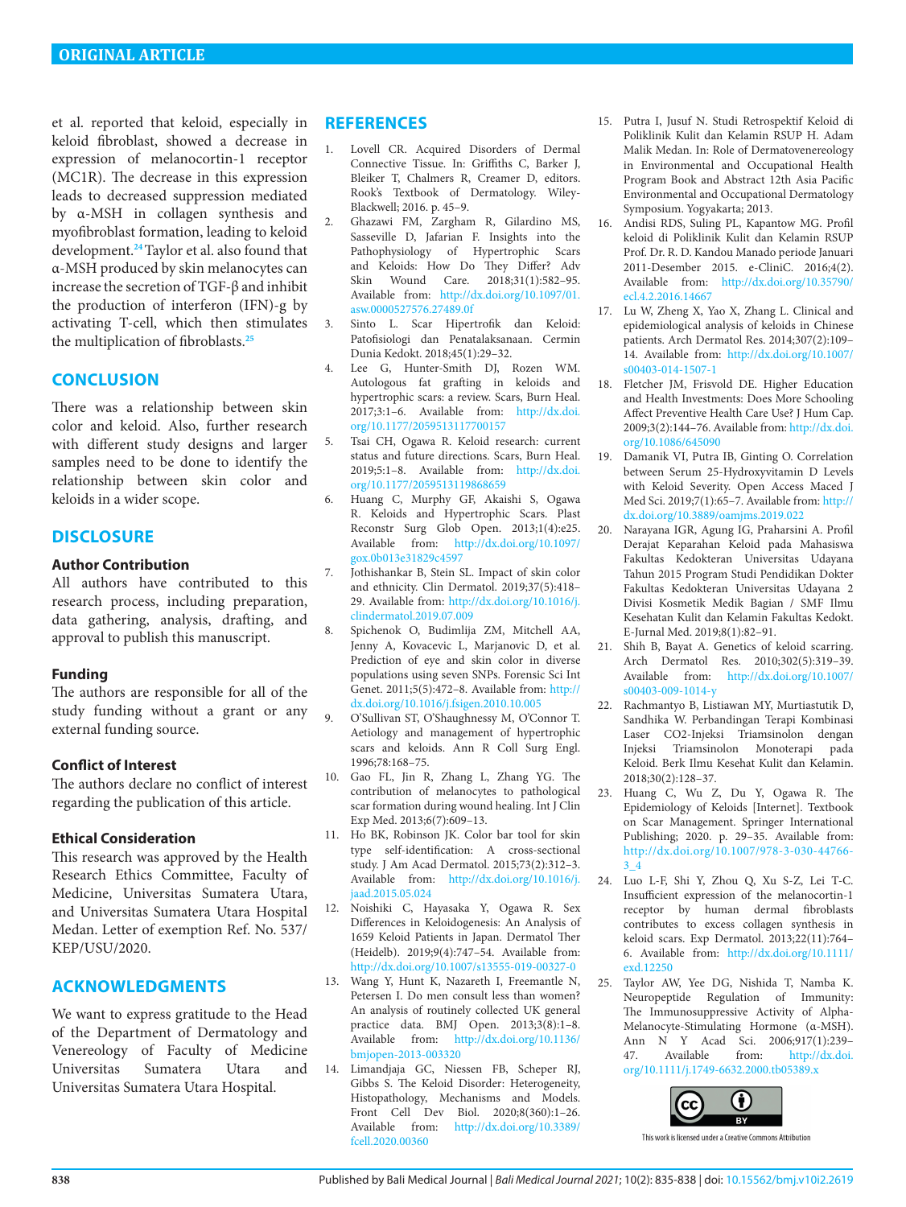et al. reported that keloid, especially in keloid fibroblast, showed a decrease in expression of melanocortin-1 receptor (MC1R). The decrease in this expression leads to decreased suppression mediated by α-MSH in collagen synthesis and myofibroblast formation, leading to keloid development.[24] Taylor et al. also found that α-MSH produced by skin melanocytes can increase the secretion of TGF-β and inhibit the production of interferon (IFN)-g by activating T-cell, which then stimulates the multiplication of fibroblasts.[25]

## CONCLUSION

There was a relationship between skin color and keloid. Also, further research with different study designs and larger samples need to be done to identify the relationship between skin color and keloids in a wider scope.

## DISCLOSURE

### Author Contribution

All authors have contributed to this research process, including preparation, data gathering, analysis, drafting, and approval to publish this manuscript.

### Funding

The authors are responsible for all of the study funding without a grant or any external funding source.

### Conflict of Interest

The authors declare no conflict of interest regarding the publication of this article.

### Ethical Consideration

This research was approved by the Health Research Ethics Committee, Faculty of Medicine, Universitas Sumatera Utara, and Universitas Sumatera Utara Hospital Medan. Letter of exemption Ref. No. 537/KEP/USU/2020.

## ACKNOWLEDGMENTS

We want to express gratitude to the Head of the Department of Dermatology and Venereology of Faculty of Medicine Universitas Sumatera Utara and Universitas Sumatera Utara Hospital.

## REFERENCES

1. Lovell CR. Acquired Disorders of Dermal Connective Tissue. In: Griffiths C, Barker J, Bleiker T, Chalmers R, Creamer D, editors. Rook's Textbook of Dermatology. Wiley-Blackwell; 2016. p. 45–9.
2. Ghazawi FM, Zargham R, Gilardino MS, Sasseville D, Jafarian F. Insights into the Pathophysiology of Hypertrophic Scars and Keloids: How Do They Differ? Adv Skin Wound Care. 2018;31(1):582–95. Available from: http://dx.doi.org/10.1097/01.asw.0000527576.27489.0f
3. Sinto L. Scar Hipertrofik dan Keloid: Patofisiologi dan Penatalaksanaan. Cermin Dunia Kedokt. 2018;45(1):29–32.
4. Lee G, Hunter-Smith DJ, Rozen WM. Autologous fat grafting in keloids and hypertrophic scars: a review. Scars, Burn Heal. 2017;3:1–6. Available from: http://dx.doi.org/10.1177/2059513117700157
5. Tsai CH, Ogawa R. Keloid research: current status and future directions. Scars, Burn Heal. 2019;5:1–8. Available from: http://dx.doi.org/10.1177/2059513119868659
6. Huang C, Murphy GF, Akaishi S, Ogawa R. Keloids and Hypertrophic Scars. Plast Reconstr Surg Glob Open. 2013;1(4):e25. Available from: http://dx.doi.org/10.1097/gox.0b013e31829c4597
7. Jothishankar B, Stein SL. Impact of skin color and ethnicity. Clin Dermatol. 2019;37(5):418–29. Available from: http://dx.doi.org/10.1016/j.clindermatol.2019.07.009
8. Spichenok O, Budimlija ZM, Mitchell AA, Jenny A, Kovacevic L, Marjanovic D, et al. Prediction of eye and skin color in diverse populations using seven SNPs. Forensic Sci Int Genet. 2011;5(5):472–8. Available from: http://dx.doi.org/10.1016/j.fsigen.2010.10.005
9. O'Sullivan ST, O'Shaughnessy M, O'Connor T. Aetiology and management of hypertrophic scars and keloids. Ann R Coll Surg Engl. 1996;78:168–75.
10. Gao FL, Jin R, Zhang L, Zhang YG. The contribution of melanocytes to pathological scar formation during wound healing. Int J Clin Exp Med. 2013;6(7):609–13.
11. Ho BK, Robinson JK. Color bar tool for skin type self-identification: A cross-sectional study. J Am Acad Dermatol. 2015;73(2):312–3. Available from: http://dx.doi.org/10.1016/j.jaad.2015.05.024
12. Noishiki C, Hayasaka Y, Ogawa R. Sex Differences in Keloidogenesis: An Analysis of 1659 Keloid Patients in Japan. Dermatol Ther (Heidelb). 2019;9(4):747–54. Available from: http://dx.doi.org/10.1007/s13555-019-00327-0
13. Wang Y, Hunt K, Nazareth I, Freemantle N, Petersen I. Do men consult less than women? An analysis of routinely collected UK general practice data. BMJ Open. 2013;3(8):1–8. Available from: http://dx.doi.org/10.1136/bmjopen-2013-003320
14. Limandjaja GC, Niessen FB, Scheper RJ, Gibbs S. The Keloid Disorder: Heterogeneity, Histopathology, Mechanisms and Models. Front Cell Dev Biol. 2020;8(360):1–26. Available from: http://dx.doi.org/10.3389/fcell.2020.00360
15. Putra I, Jusuf N. Studi Retrospektif Keloid di Poliklinik Kulit dan Kelamin RSUP H. Adam Malik Medan. In: Role of Dermatovenereology in Environmental and Occupational Health Program Book and Abstract 12th Asia Pacific Environmental and Occupational Dermatology Symposium. Yogyakarta; 2013.
16. Andisi RDS, Suling PL, Kapantow MG. Profil keloid di Poliklinik Kulit dan Kelamin RSUP Prof. Dr. R. D. Kandou Manado periode Januari 2011-Desember 2015. e-CliniC. 2016;4(2). Available from: http://dx.doi.org/10.35790/ecl.4.2.2016.14667
17. Lu W, Zheng X, Yao X, Zhang L. Clinical and epidemiological analysis of keloids in Chinese patients. Arch Dermatol Res. 2014;307(2):109–14. Available from: http://dx.doi.org/10.1007/s00403-014-1507-1
18. Fletcher JM, Frisvold DE. Higher Education and Health Investments: Does More Schooling Affect Preventive Health Care Use? J Hum Cap. 2009;3(2):144–76. Available from: http://dx.doi.org/10.1086/645090
19. Damanik VI, Putra IB, Ginting O. Correlation between Serum 25-Hydroxyvitamin D Levels with Keloid Severity. Open Access Maced J Med Sci. 2019;7(1):65–7. Available from: http://dx.doi.org/10.3889/oamjms.2019.022
20. Narayana IGR, Agung IG, Praharsini A. Profil Derajat Keparahan Keloid pada Mahasiswa Fakultas Kedokteran Universitas Udayana Tahun 2015 Program Studi Pendidikan Dokter Fakultas Kedokteran Universitas Udayana 2 Divisi Kosmetik Medik Bagian / SMF Ilmu Kesehatan Kulit dan Kelamin Fakultas Kedokt. E-Jurnal Med. 2019;8(1):82–91.
21. Shih B, Bayat A. Genetics of keloid scarring. Arch Dermatol Res. 2010;302(5):319–39. Available from: http://dx.doi.org/10.1007/s00403-009-1014-y
22. Rachmantyo B, Listiawan MY, Murtiastutik D, Sandhika W. Perbandingan Terapi Kombinasi Laser CO2-Injeksi Triamsinolon dengan Injeksi Triamsinolon Monoterapi pada Keloid. Berk Ilmu Kesehat Kulit dan Kelamin. 2018;30(2):128–37.
23. Huang C, Wu Z, Du Y, Ogawa R. The Epidemiology of Keloids [Internet]. Textbook on Scar Management. Springer International Publishing; 2020. p. 29–35. Available from: http://dx.doi.org/10.1007/978-3-030-44766-3_4
24. Luo L-F, Shi Y, Zhou Q, Xu S-Z, Lei T-C. Insufficient expression of the melanocortin-1 receptor by human dermal fibroblasts contributes to excess collagen synthesis in keloid scars. Exp Dermatol. 2013;22(11):764–6. Available from: http://dx.doi.org/10.1111/exd.12250
25. Taylor AW, Yee DG, Nishida T, Namba K. Neuropeptide Regulation of Immunity: The Immunosuppressive Activity of Alpha-Melanocyte-Stimulating Hormone (α-MSH). Ann N Y Acad Sci. 2006;917(1):239–47. Available from: http://dx.doi.org/10.1111/j.1749-6632.2000.tb05389.x

This work is licensed under a Creative Commons Attribution